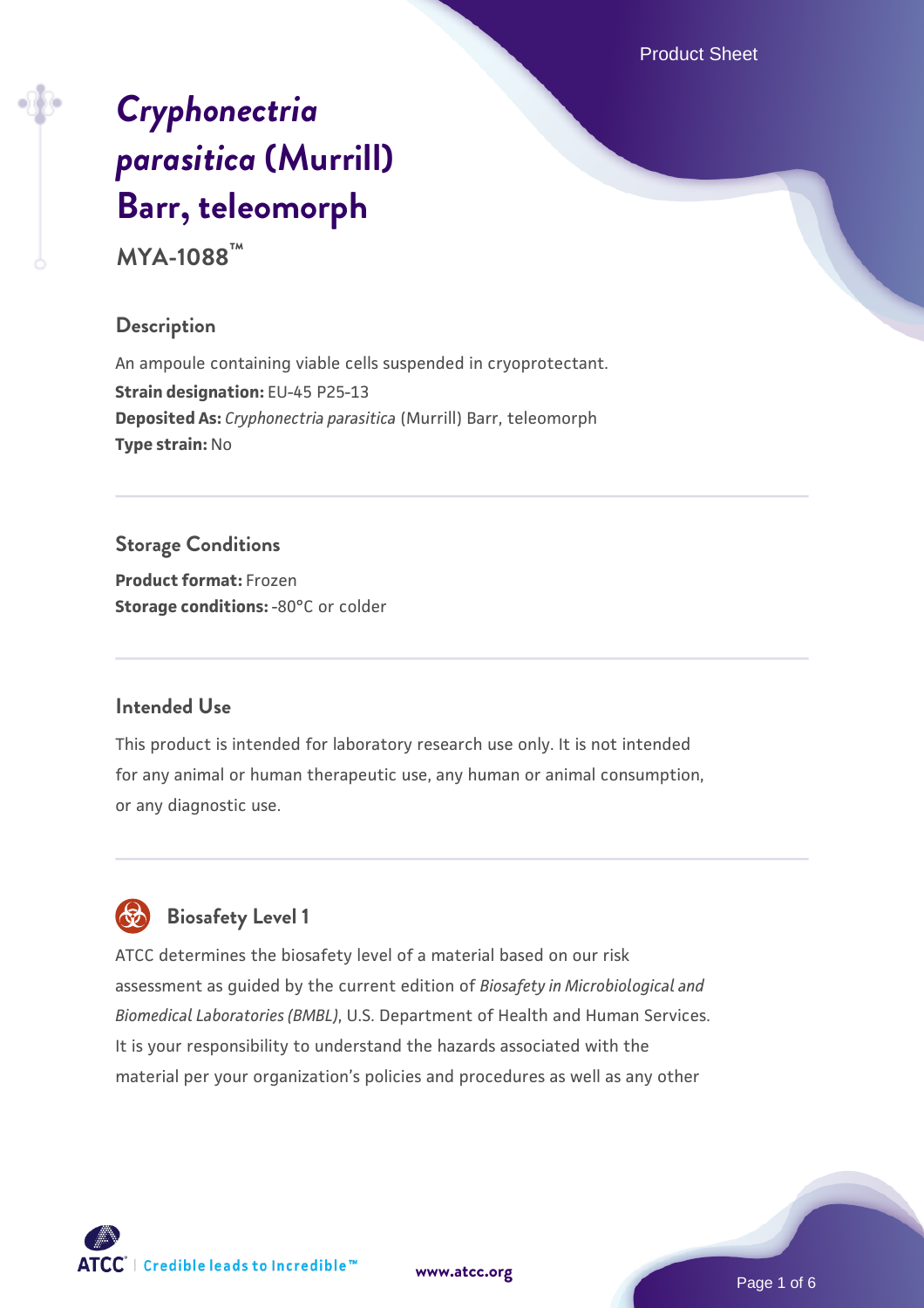# *Cryphonectria parasitica* (Murrill) Barr, teleomorph

**MYA-1088™**

## Description

An ampoule containing viable cells suspended in cryoprotectant.

**Strain designation:** EU-45 P25-13

**Deposited As:** *Cryphonectria parasitica* (Murrill) Barr, teleomorph

**Type strain:** No

## Storage Conditions

**Product format:** Frozen

**Storage conditions:** -80°C or colder

## Intended Use

This product is intended for laboratory research use only. It is not intended for any animal or human therapeutic use, any human or animal consumption, or any diagnostic use.

## Biosafety Level 1

ATCC determines the biosafety level of a material based on our risk assessment as guided by the current edition of *Biosafety in Microbiological and Biomedical Laboratories (BMBL)*, U.S. Department of Health and Human Services. It is your responsibility to understand the hazards associated with the material per your organization's policies and procedures as well as any other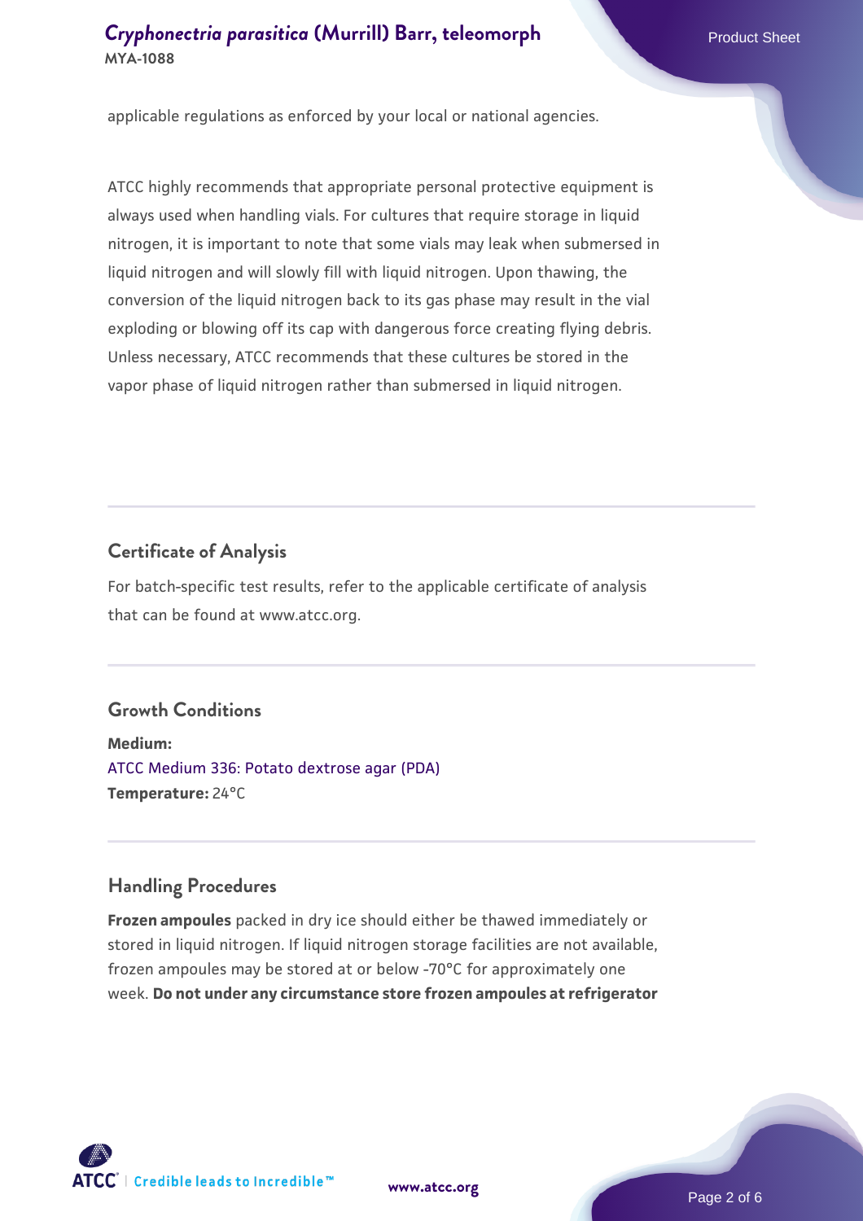applicable regulations as enforced by your local or national agencies.

ATCC highly recommends that appropriate personal protective equipment is always used when handling vials. For cultures that require storage in liquid nitrogen, it is important to note that some vials may leak when submersed in liquid nitrogen and will slowly fill with liquid nitrogen. Upon thawing, the conversion of the liquid nitrogen back to its gas phase may result in the vial exploding or blowing off its cap with dangerous force creating flying debris. Unless necessary, ATCC recommends that these cultures be stored in the vapor phase of liquid nitrogen rather than submersed in liquid nitrogen.

## Certificate of Analysis

For batch-specific test results, refer to the applicable certificate of analysis that can be found at www.atcc.org.

## Growth Conditions

**Medium:**
ATCC Medium 336: Potato dextrose agar (PDA)
**Temperature:** 24°C

## Handling Procedures

**Frozen ampoules** packed in dry ice should either be thawed immediately or stored in liquid nitrogen. If liquid nitrogen storage facilities are not available, frozen ampoules may be stored at or below -70°C for approximately one week. **Do not under any circumstance store frozen ampoules at refrigerator**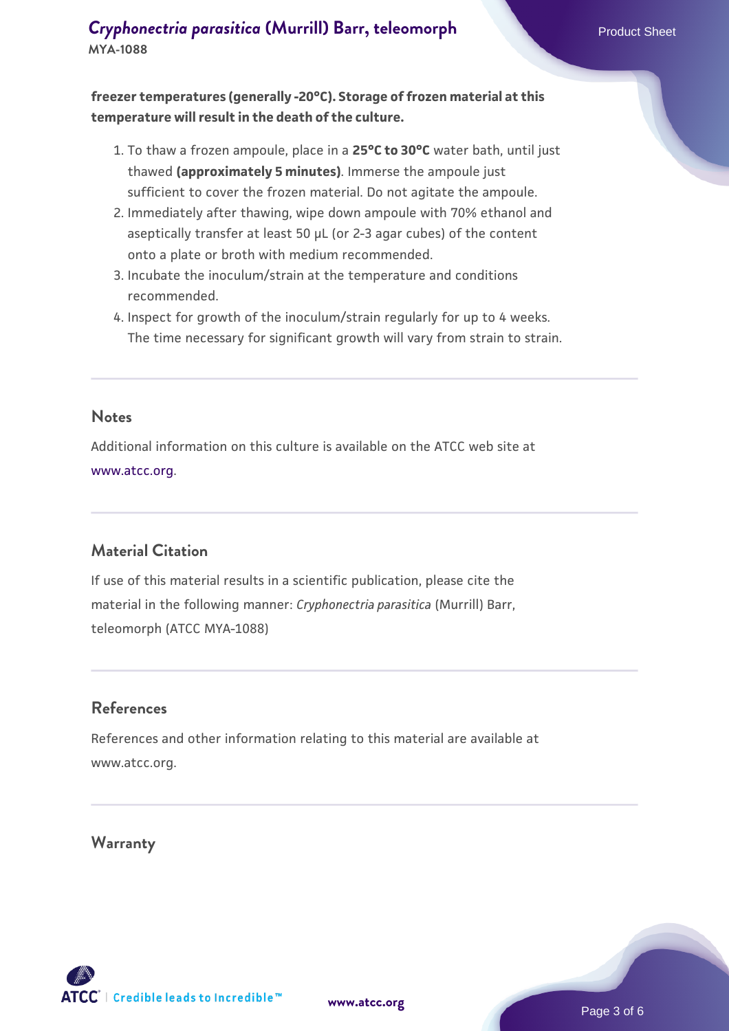**freezer temperatures (generally -20°C). Storage of frozen material at this temperature will result in the death of the culture.**

1. To thaw a frozen ampoule, place in a **25°C to 30°C** water bath, until just thawed **(approximately 5 minutes)**. Immerse the ampoule just sufficient to cover the frozen material. Do not agitate the ampoule.
2. Immediately after thawing, wipe down ampoule with 70% ethanol and aseptically transfer at least 50 µL (or 2-3 agar cubes) of the content onto a plate or broth with medium recommended.
3. Incubate the inoculum/strain at the temperature and conditions recommended.
4. Inspect for growth of the inoculum/strain regularly for up to 4 weeks. The time necessary for significant growth will vary from strain to strain.

## Notes

Additional information on this culture is available on the ATCC web site at www.atcc.org.

## Material Citation

If use of this material results in a scientific publication, please cite the material in the following manner: *Cryphonectria parasitica* (Murrill) Barr, teleomorph (ATCC MYA-1088)

## References

References and other information relating to this material are available at www.atcc.org.

## Warranty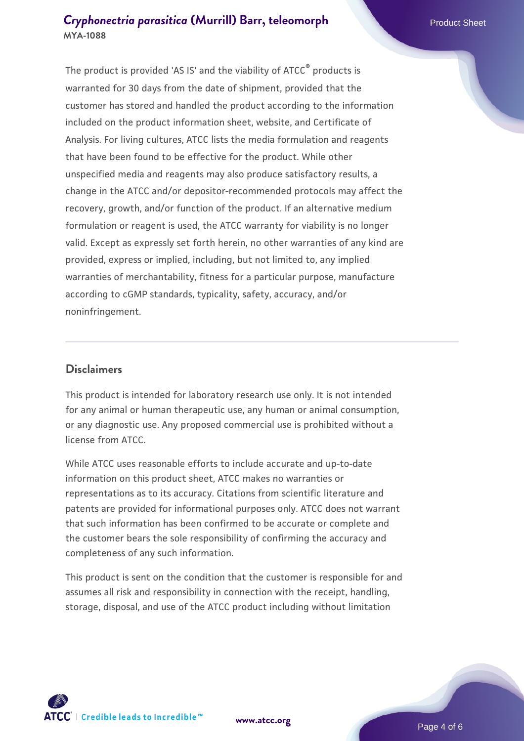The product is provided 'AS IS' and the viability of ATCC® products is warranted for 30 days from the date of shipment, provided that the customer has stored and handled the product according to the information included on the product information sheet, website, and Certificate of Analysis. For living cultures, ATCC lists the media formulation and reagents that have been found to be effective for the product. While other unspecified media and reagents may also produce satisfactory results, a change in the ATCC and/or depositor-recommended protocols may affect the recovery, growth, and/or function of the product. If an alternative medium formulation or reagent is used, the ATCC warranty for viability is no longer valid. Except as expressly set forth herein, no other warranties of any kind are provided, express or implied, including, but not limited to, any implied warranties of merchantability, fitness for a particular purpose, manufacture according to cGMP standards, typicality, safety, accuracy, and/or noninfringement.

## Disclaimers

This product is intended for laboratory research use only. It is not intended for any animal or human therapeutic use, any human or animal consumption, or any diagnostic use. Any proposed commercial use is prohibited without a license from ATCC.

While ATCC uses reasonable efforts to include accurate and up-to-date information on this product sheet, ATCC makes no warranties or representations as to its accuracy. Citations from scientific literature and patents are provided for informational purposes only. ATCC does not warrant that such information has been confirmed to be accurate or complete and the customer bears the sole responsibility of confirming the accuracy and completeness of any such information.

This product is sent on the condition that the customer is responsible for and assumes all risk and responsibility in connection with the receipt, handling, storage, disposal, and use of the ATCC product including without limitation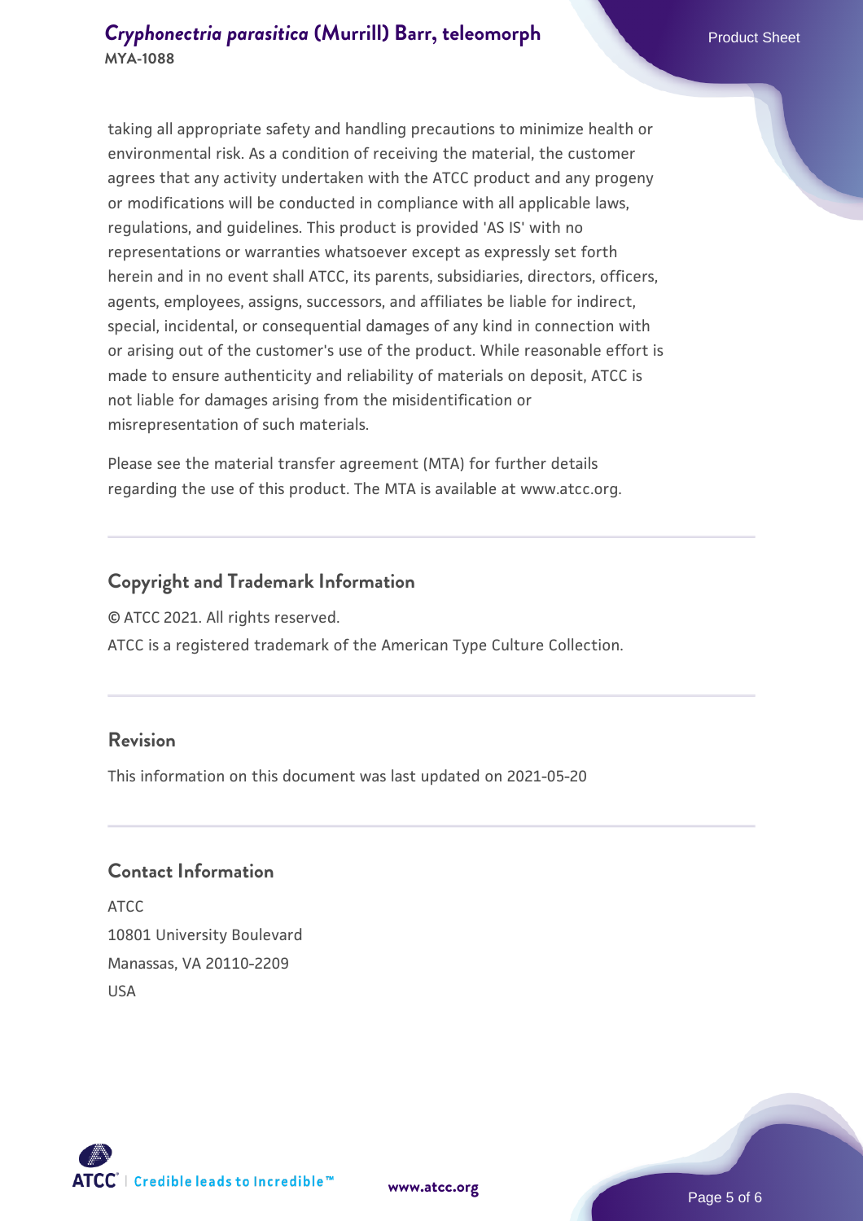taking all appropriate safety and handling precautions to minimize health or environmental risk. As a condition of receiving the material, the customer agrees that any activity undertaken with the ATCC product and any progeny or modifications will be conducted in compliance with all applicable laws, regulations, and guidelines. This product is provided 'AS IS' with no representations or warranties whatsoever except as expressly set forth herein and in no event shall ATCC, its parents, subsidiaries, directors, officers, agents, employees, assigns, successors, and affiliates be liable for indirect, special, incidental, or consequential damages of any kind in connection with or arising out of the customer's use of the product. While reasonable effort is made to ensure authenticity and reliability of materials on deposit, ATCC is not liable for damages arising from the misidentification or misrepresentation of such materials.

Please see the material transfer agreement (MTA) for further details regarding the use of this product. The MTA is available at www.atcc.org.

## Copyright and Trademark Information

© ATCC 2021. All rights reserved.

ATCC is a registered trademark of the American Type Culture Collection.

## Revision

This information on this document was last updated on 2021-05-20

## Contact Information

ATCC
10801 University Boulevard
Manassas, VA 20110-2209
USA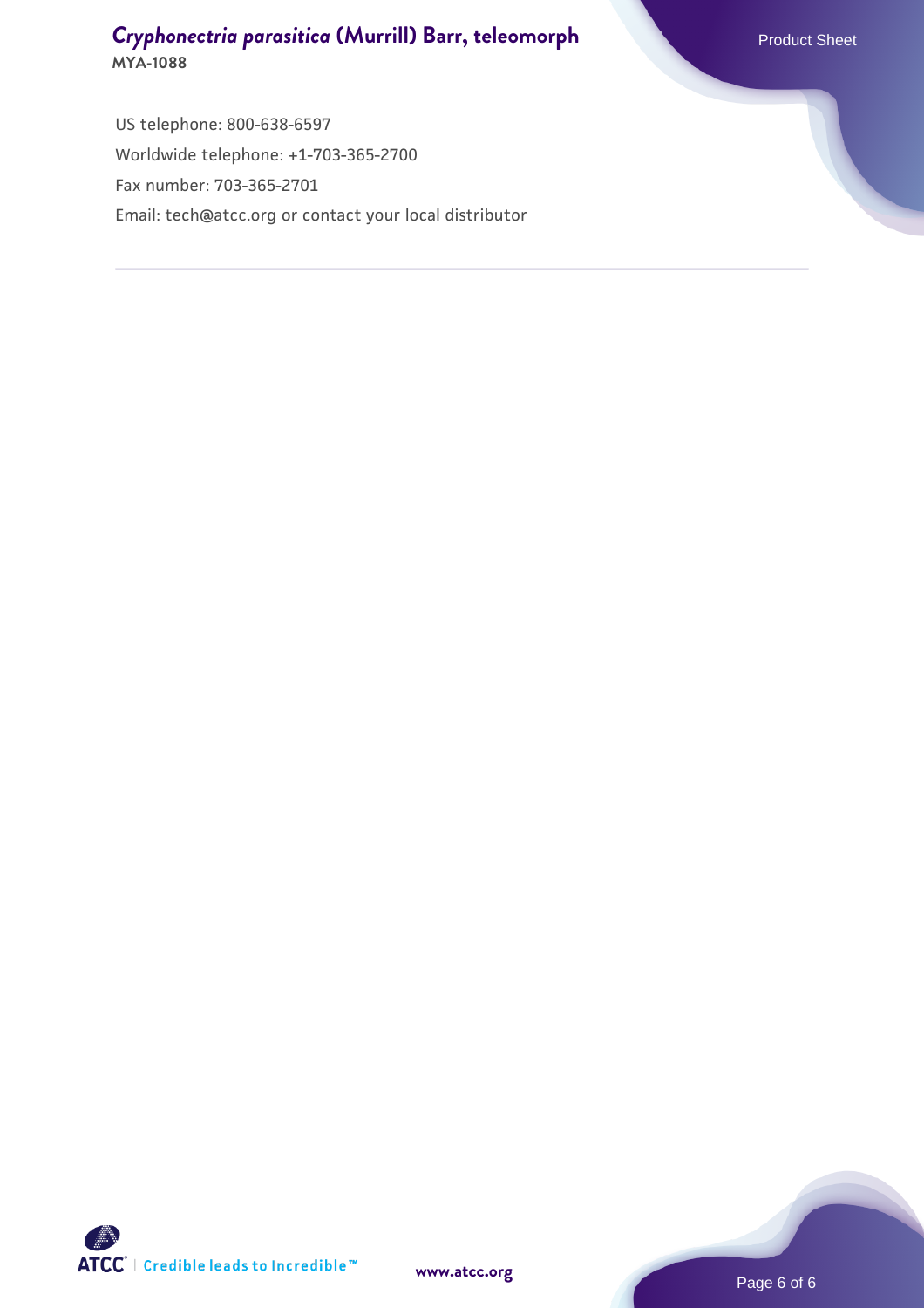US telephone: 800-638-6597

Worldwide telephone: +1-703-365-2700

Fax number: 703-365-2701

Email: tech@atcc.org or contact your local distributor